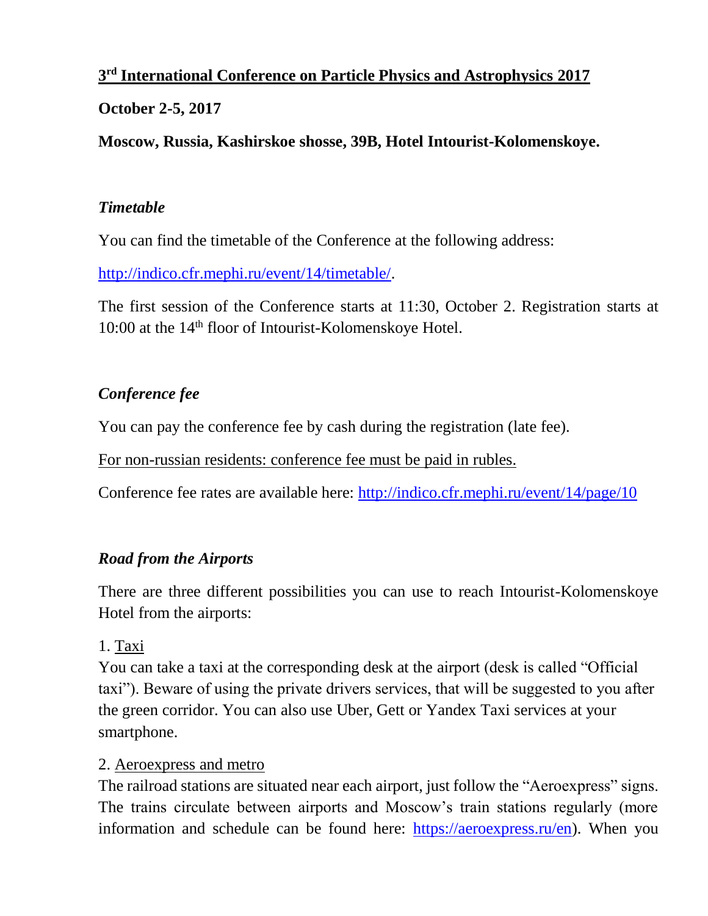# 3rd International Conference on Particle Physics and Astrophysics 2017

**October 2-5, 2017**

**Moscow, Russia, Kashirskoe shosse, 39B, Hotel Intourist-Kolomenskoye.**

## *Timetable*

You can find the timetable of the Conference at the following address:

http://indico.cfr.mephi.ru/event/14/timetable/.

The first session of the Conference starts at 11:30, October 2. Registration starts at 10:00 at the 14th floor of Intourist-Kolomenskoye Hotel.

## *Conference fee*

You can pay the conference fee by cash during the registration (late fee).

For non-russian residents: conference fee must be paid in rubles.

Conference fee rates are available here: http://indico.cfr.mephi.ru/event/14/page/10

## *Road from the Airports*

There are three different possibilities you can use to reach Intourist-Kolomenskoye Hotel from the airports:

1. Taxi
You can take a taxi at the corresponding desk at the airport (desk is called "Official taxi"). Beware of using the private drivers services, that will be suggested to you after the green corridor. You can also use Uber, Gett or Yandex Taxi services at your smartphone.

2. Aeroexpress and metro
The railroad stations are situated near each airport, just follow the "Aeroexpress" signs. The trains circulate between airports and Moscow's train stations regularly (more information and schedule can be found here: https://aeroexpress.ru/en). When you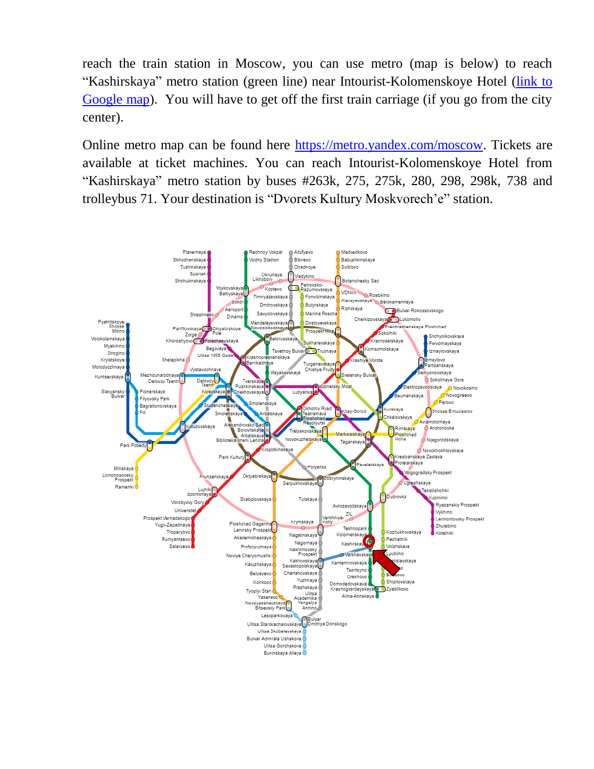reach the train station in Moscow, you can use metro (map is below) to reach "Kashirskaya" metro station (green line) near Intourist-Kolomenskoye Hotel (link to Google map). You will have to get off the first train carriage (if you go from the city center).

Online metro map can be found here https://metro.yandex.com/moscow. Tickets are available at ticket machines. You can reach Intourist-Kolomenskoye Hotel from "Kashirskaya" metro station by buses #263k, 275, 275k, 280, 298, 298k, 738 and trolleybus 71. Your destination is "Dvorets Kultury Moskvorech'e" station.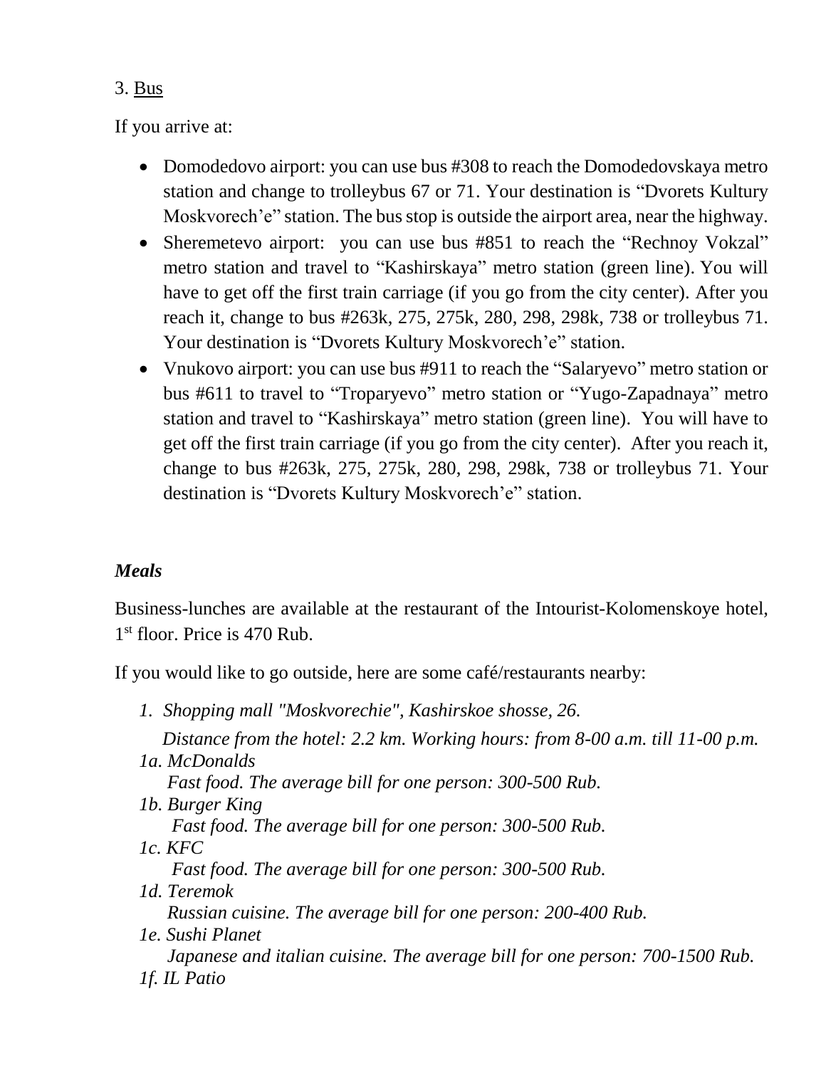3. <u>Bus</u>

If you arrive at:

- Domodedovo airport: you can use bus #308 to reach the Domodedovskaya metro station and change to trolleybus 67 or 71. Your destination is "Dvorets Kultury Moskvorech'e" station. The bus stop is outside the airport area, near the highway.
- Sheremetevo airport: you can use bus #851 to reach the "Rechnoy Vokzal" metro station and travel to "Kashirskaya" metro station (green line). You will have to get off the first train carriage (if you go from the city center). After you reach it, change to bus #263k, 275, 275k, 280, 298, 298k, 738 or trolleybus 71. Your destination is "Dvorets Kultury Moskvorech'e" station.
- Vnukovo airport: you can use bus #911 to reach the "Salaryevo" metro station or bus #611 to travel to "Troparyevo" metro station or "Yugo-Zapadnaya" metro station and travel to "Kashirskaya" metro station (green line). You will have to get off the first train carriage (if you go from the city center). After you reach it, change to bus #263k, 275, 275k, 280, 298, 298k, 738 or trolleybus 71. Your destination is "Dvorets Kultury Moskvorech'e" station.

***Meals***

Business-lunches are available at the restaurant of the Intourist-Kolomenskoye hotel, 1st floor. Price is 470 Rub.

If you would like to go outside, here are some café/restaurants nearby:

*1. Shopping mall "Moskvorechie", Kashirskoe shosse, 26.*
*Distance from the hotel: 2.2 km. Working hours: from 8-00 a.m. till 11-00 p.m.*

*1a. McDonalds*
*Fast food. The average bill for one person: 300-500 Rub.*

*1b. Burger King*
*Fast food. The average bill for one person: 300-500 Rub.*

*1c. KFC*
*Fast food. The average bill for one person: 300-500 Rub.*

*1d. Teremok*
*Russian cuisine. The average bill for one person: 200-400 Rub.*

*1e. Sushi Planet*
*Japanese and italian cuisine. The average bill for one person: 700-1500 Rub.*

*1f. IL Patio*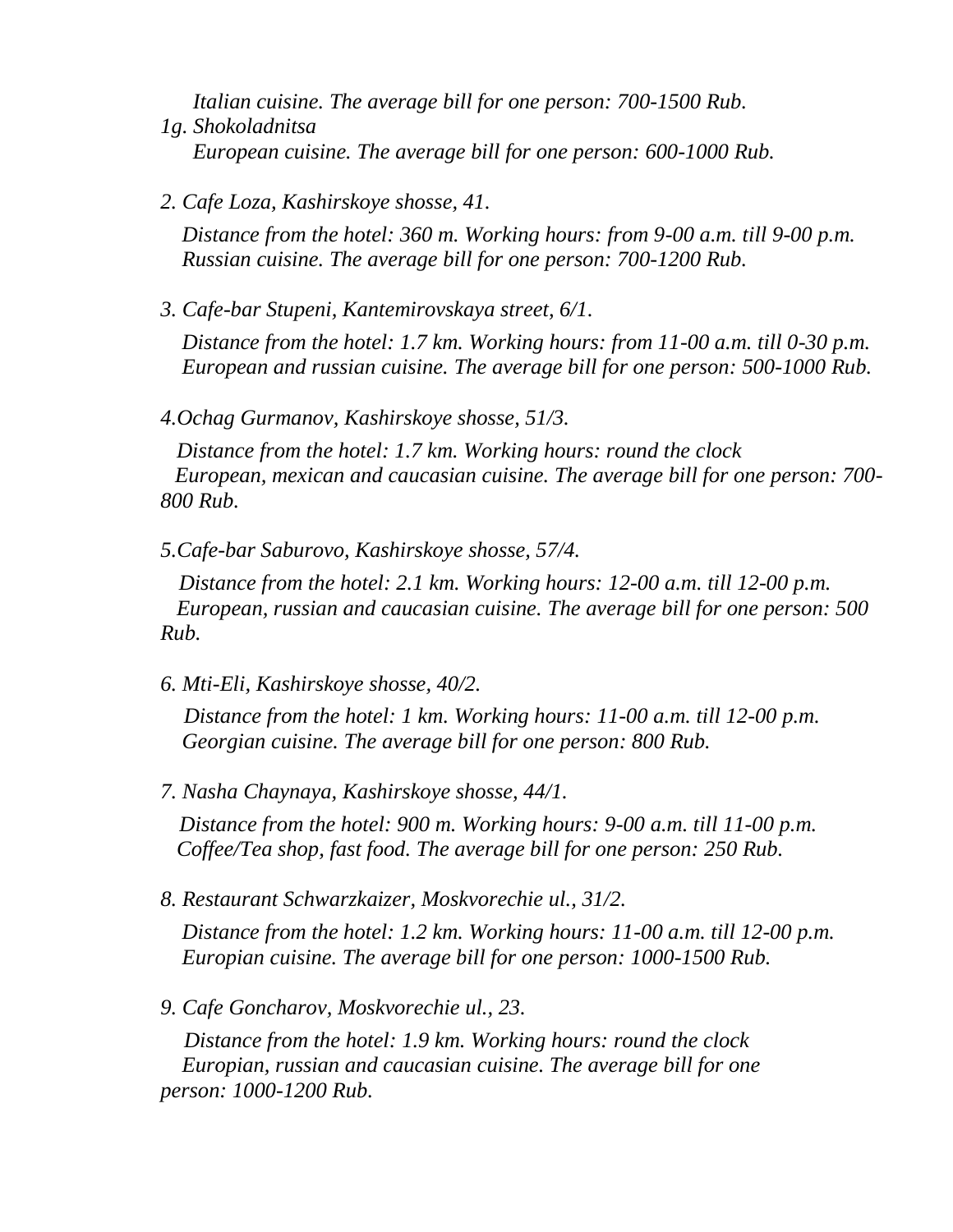*Italian cuisine. The average bill for one person: 700-1500 Rub.*

*1g. Shokoladnitsa*

*European cuisine. The average bill for one person: 600-1000 Rub.*

*2. Cafe Loza, Kashirskoye shosse, 41.*

*Distance from the hotel: 360 m. Working hours: from 9-00 a.m. till 9-00 p.m.*
*Russian cuisine. The average bill for one person: 700-1200 Rub.*

*3. Cafe-bar Stupeni, Kantemirovskaya street, 6/1.*

*Distance from the hotel: 1.7 km. Working hours: from 11-00 a.m. till 0-30 p.m.*
*European and russian cuisine. The average bill for one person: 500-1000 Rub.*

*4.Ochag Gurmanov, Kashirskoye shosse, 51/3.*

*Distance from the hotel: 1.7 km. Working hours: round the clock*
*European, mexican and caucasian cuisine. The average bill for one person: 700-800 Rub.*

*5.Cafe-bar Saburovo, Kashirskoye shosse, 57/4.*

*Distance from the hotel: 2.1 km. Working hours: 12-00 a.m. till 12-00 p.m.*
*European, russian and caucasian cuisine. The average bill for one person: 500 Rub.*

*6. Mti-Eli, Kashirskoye shosse, 40/2.*

*Distance from the hotel: 1 km. Working hours: 11-00 a.m. till 12-00 p.m.*
*Georgian cuisine. The average bill for one person: 800 Rub.*

*7. Nasha Chaynaya, Kashirskoye shosse, 44/1.*

*Distance from the hotel: 900 m. Working hours: 9-00 a.m. till 11-00 p.m.*
*Coffee/Tea shop, fast food. The average bill for one person: 250 Rub.*

*8. Restaurant Schwarzkaizer, Moskvorechie ul., 31/2.*

*Distance from the hotel: 1.2 km. Working hours: 11-00 a.m. till 12-00 p.m.*
*Europian cuisine. The average bill for one person: 1000-1500 Rub.*

*9. Cafe Goncharov, Moskvorechie ul., 23.*

*Distance from the hotel: 1.9 km. Working hours: round the clock*
*Europian, russian and caucasian cuisine. The average bill for one person: 1000-1200 Rub.*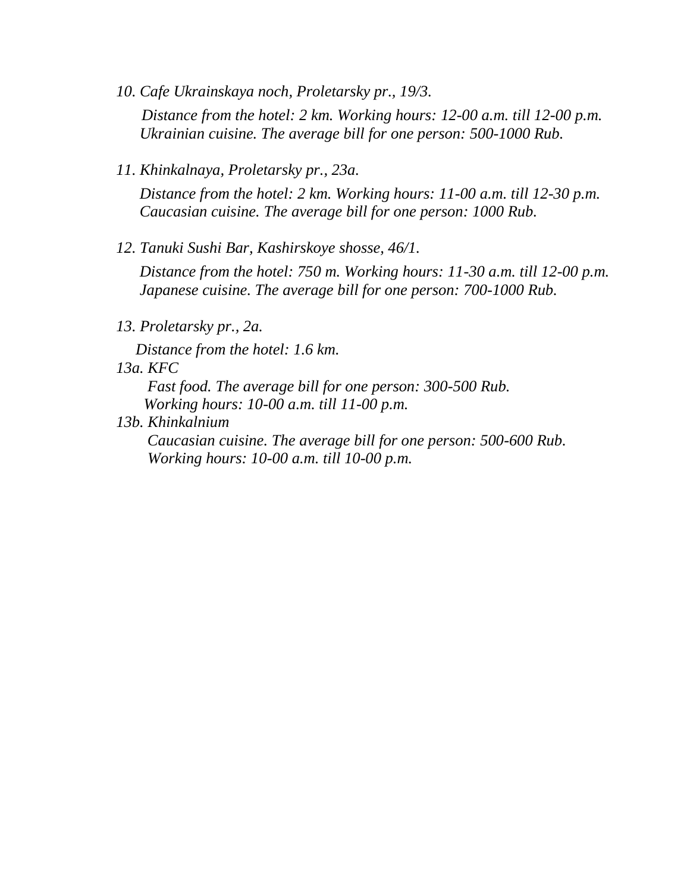*10. Cafe Ukrainskaya noch, Proletarsky pr., 19/3.*

*Distance from the hotel: 2 km. Working hours: 12-00 a.m. till 12-00 p.m. Ukrainian cuisine. The average bill for one person: 500-1000 Rub.*

*11. Khinkalnaya, Proletarsky pr., 23a.*

*Distance from the hotel: 2 km. Working hours: 11-00 a.m. till 12-30 p.m. Caucasian cuisine. The average bill for one person: 1000 Rub.*

*12. Tanuki Sushi Bar, Kashirskoye shosse, 46/1.*

*Distance from the hotel: 750 m. Working hours: 11-30 a.m. till 12-00 p.m. Japanese cuisine. The average bill for one person: 700-1000 Rub.*

*13. Proletarsky pr., 2a.*

*Distance from the hotel: 1.6 km.*

*13a. KFC*

*Fast food. The average bill for one person: 300-500 Rub.*
*Working hours: 10-00 a.m. till 11-00 p.m.*

*13b. Khinkalnium*

*Caucasian cuisine. The average bill for one person: 500-600 Rub.*
*Working hours: 10-00 a.m. till 10-00 p.m.*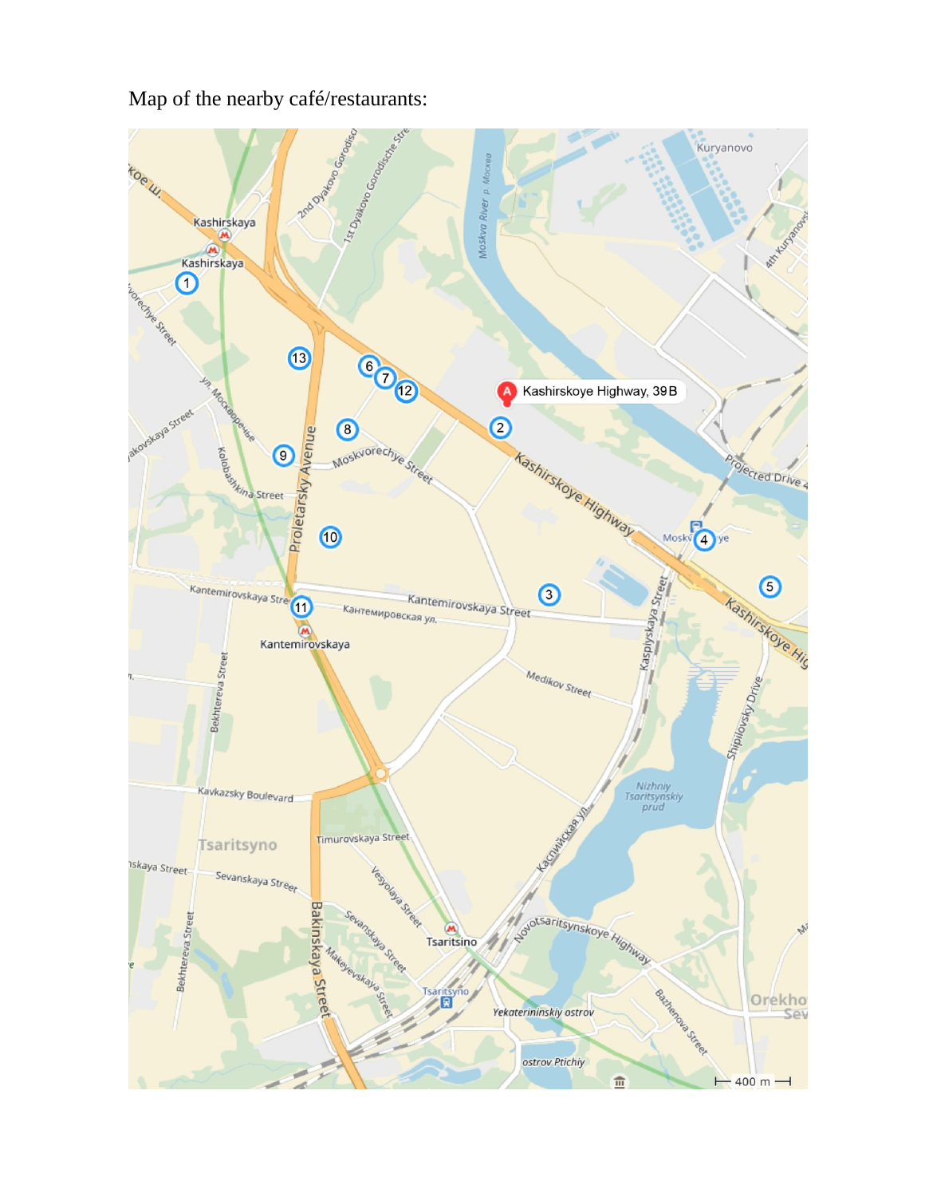Map of the nearby café/restaurants: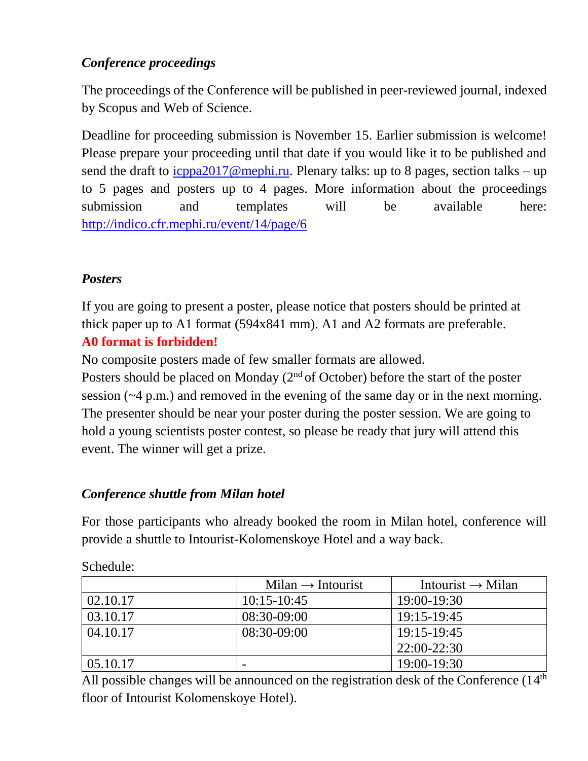### *Conference proceedings*

The proceedings of the Conference will be published in peer-reviewed journal, indexed by Scopus and Web of Science.

Deadline for proceeding submission is November 15. Earlier submission is welcome! Please prepare your proceeding until that date if you would like it to be published and send the draft to icppa2017@mephi.ru. Plenary talks: up to 8 pages, section talks – up to 5 pages and posters up to 4 pages. More information about the proceedings submission and templates will be available here: http://indico.cfr.mephi.ru/event/14/page/6

### *Posters*

If you are going to present a poster, please notice that posters should be printed at thick paper up to A1 format (594x841 mm). A1 and A2 formats are preferable.
**A0 format is forbidden!**
No composite posters made of few smaller formats are allowed.
Posters should be placed on Monday (2nd of October) before the start of the poster session (~4 p.m.) and removed in the evening of the same day or in the next morning. The presenter should be near your poster during the poster session. We are going to hold a young scientists poster contest, so please be ready that jury will attend this event. The winner will get a prize.

### *Conference shuttle from Milan hotel*

For those participants who already booked the room in Milan hotel, conference will provide a shuttle to Intourist-Kolomenskoye Hotel and a way back.

Schedule:

| | Milan → Intourist | Intourist → Milan |
|---|---|---|
| 02.10.17 | 10:15-10:45 | 19:00-19:30 |
| 03.10.17 | 08:30-09:00 | 19:15-19:45 |
| 04.10.17 | 08:30-09:00 | 19:15-19:45<br>22:00-22:30 |
| 05.10.17 | - | 19:00-19:30 |

All possible changes will be announced on the registration desk of the Conference (14th floor of Intourist Kolomenskoye Hotel).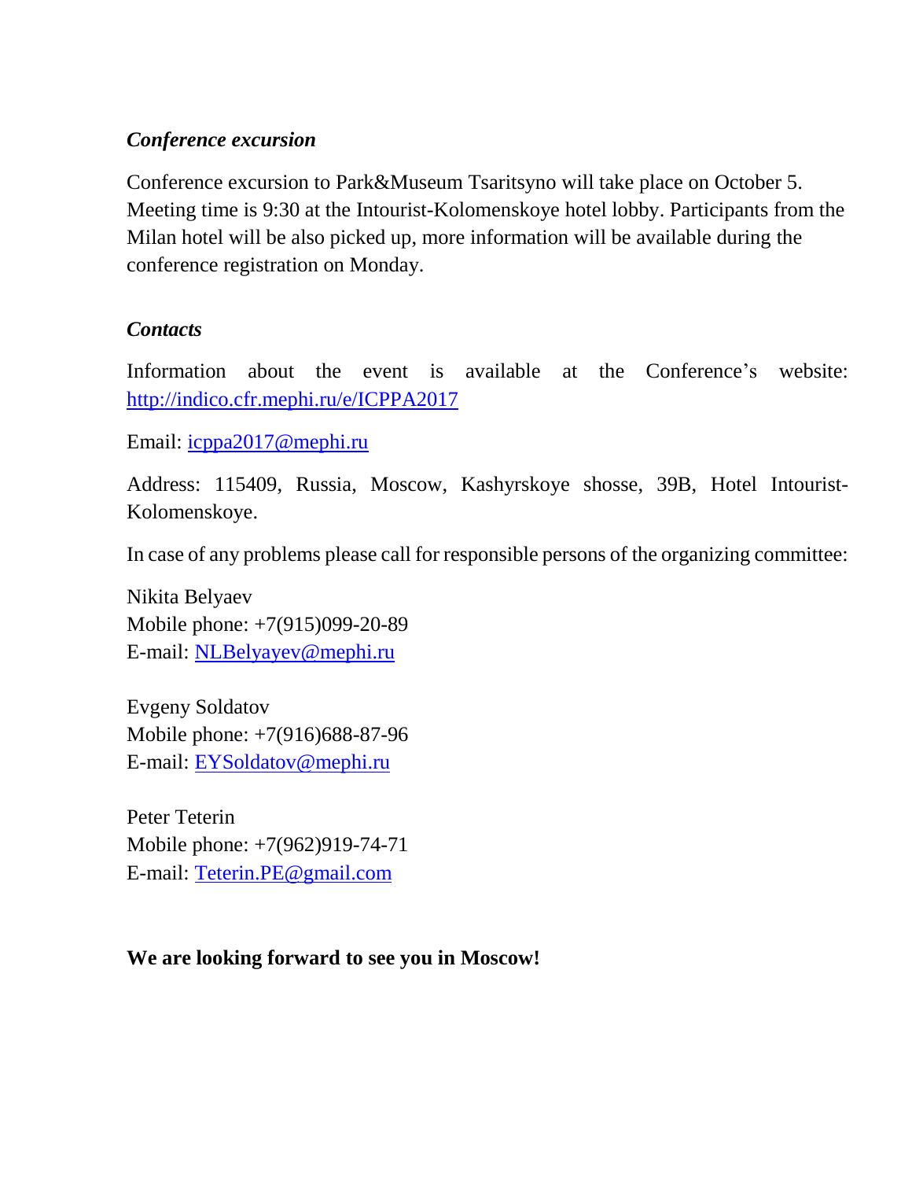*Conference excursion*

Conference excursion to Park&Museum Tsaritsyno will take place on October 5. Meeting time is 9:30 at the Intourist-Kolomenskoye hotel lobby. Participants from the Milan hotel will be also picked up, more information will be available during the conference registration on Monday.

*Contacts*

Information about the event is available at the Conference's website: http://indico.cfr.mephi.ru/e/ICPPA2017

Email: icppa2017@mephi.ru

Address: 115409, Russia, Moscow, Kashyrskoye shosse, 39B, Hotel Intourist-Kolomenskoye.

In case of any problems please call for responsible persons of the organizing committee:

Nikita Belyaev
Mobile phone: +7(915)099-20-89
E-mail: NLBelyayev@mephi.ru

Evgeny Soldatov
Mobile phone: +7(916)688-87-96
E-mail: EYSoldatov@mephi.ru

Peter Teterin
Mobile phone: +7(962)919-74-71
E-mail: Teterin.PE@gmail.com

**We are looking forward to see you in Moscow!**